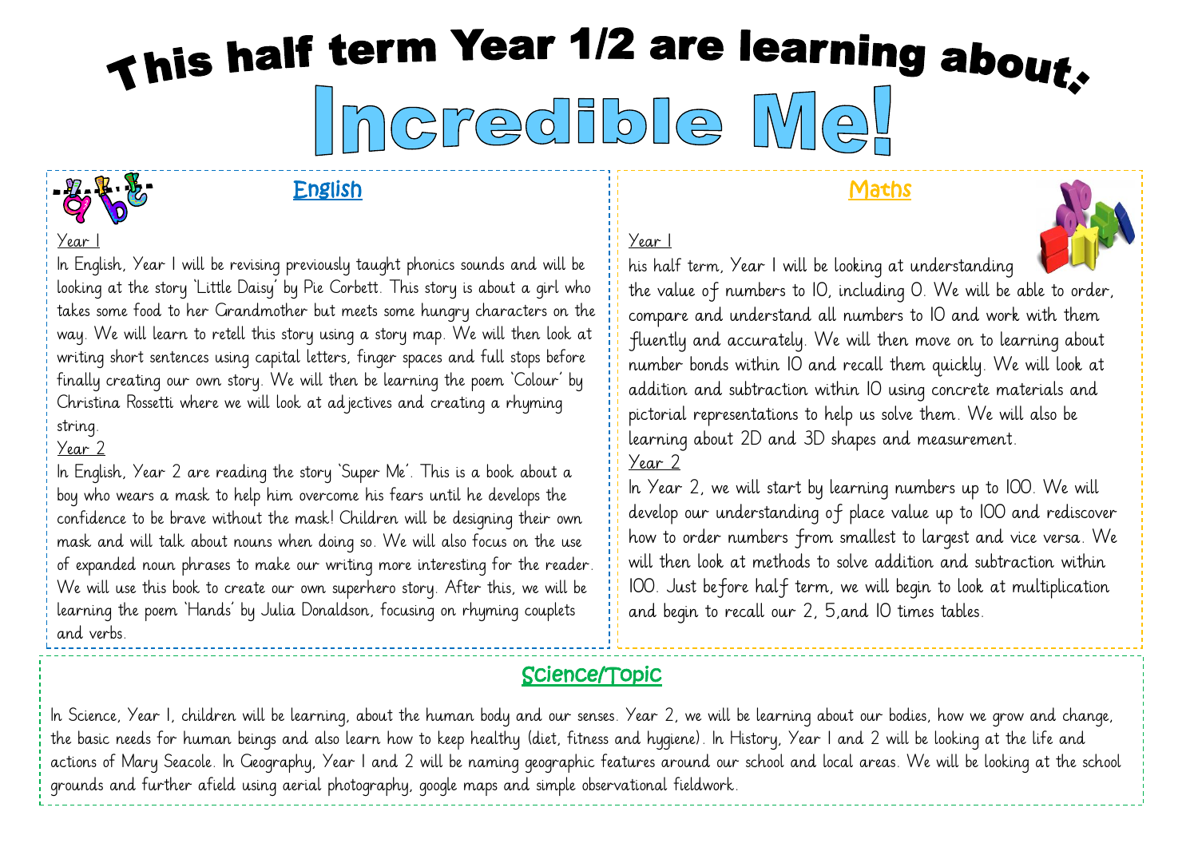# This half term Year 1/2 are learning about:

# Incredible Me!

## English

Year 1

In English, Year 1 will be revising previously taught phonics sounds and will be looking at the story 'Little Daisy' by Pie Corbett. This story is about a girl who takes some food to her Grandmother but meets some hungry characters on the way. We will learn to retell this story using a story map. We will then look at writing short sentences using capital letters, finger spaces and full stops before finally creating our own story. We will then be learning the poem 'Colour' by Christina Rossetti where we will look at adjectives and creating a rhyming string.

Year 2

In English, Year 2 are reading the story 'Super Me'. This is a book about a boy who wears a mask to help him overcome his fears until he develops the confidence to be brave without the mask! Children will be designing their own mask and will talk about nouns when doing so. We will also focus on the use of expanded noun phrases to make our writing more interesting for the reader. We will use this book to create our own superhero story. After this, we will be learning the poem 'Hands' by Julia Donaldson, focusing on rhyming couplets and verbs.

## Maths

Year 1

his half term, Year 1 will be looking at understanding the value of numbers to 10, including 0. We will be able to order, compare and understand all numbers to 10 and work with them fluently and accurately. We will then move on to learning about number bonds within 10 and recall them quickly. We will look at addition and subtraction within 10 using concrete materials and pictorial representations to help us solve them. We will also be learning about 2D and 3D shapes and measurement.

Year 2

In Year 2, we will start by learning numbers up to 100. We will develop our understanding of place value up to 100 and rediscover how to order numbers from smallest to largest and vice versa. We will then look at methods to solve addition and subtraction within 100. Just before half term, we will begin to look at multiplication and begin to recall our 2, 5,and 10 times tables.

## Science/Topic

In Science, Year 1, children will be learning, about the human body and our senses. Year 2, we will be learning about our bodies, how we grow and change, the basic needs for human beings and also learn how to keep healthy (diet, fitness and hygiene). In History, Year 1 and 2 will be looking at the life and actions of Mary Seacole. In Geography, Year 1 and 2 will be naming geographic features around our school and local areas. We will be looking at the school grounds and further afield using aerial photography, google maps and simple observational fieldwork.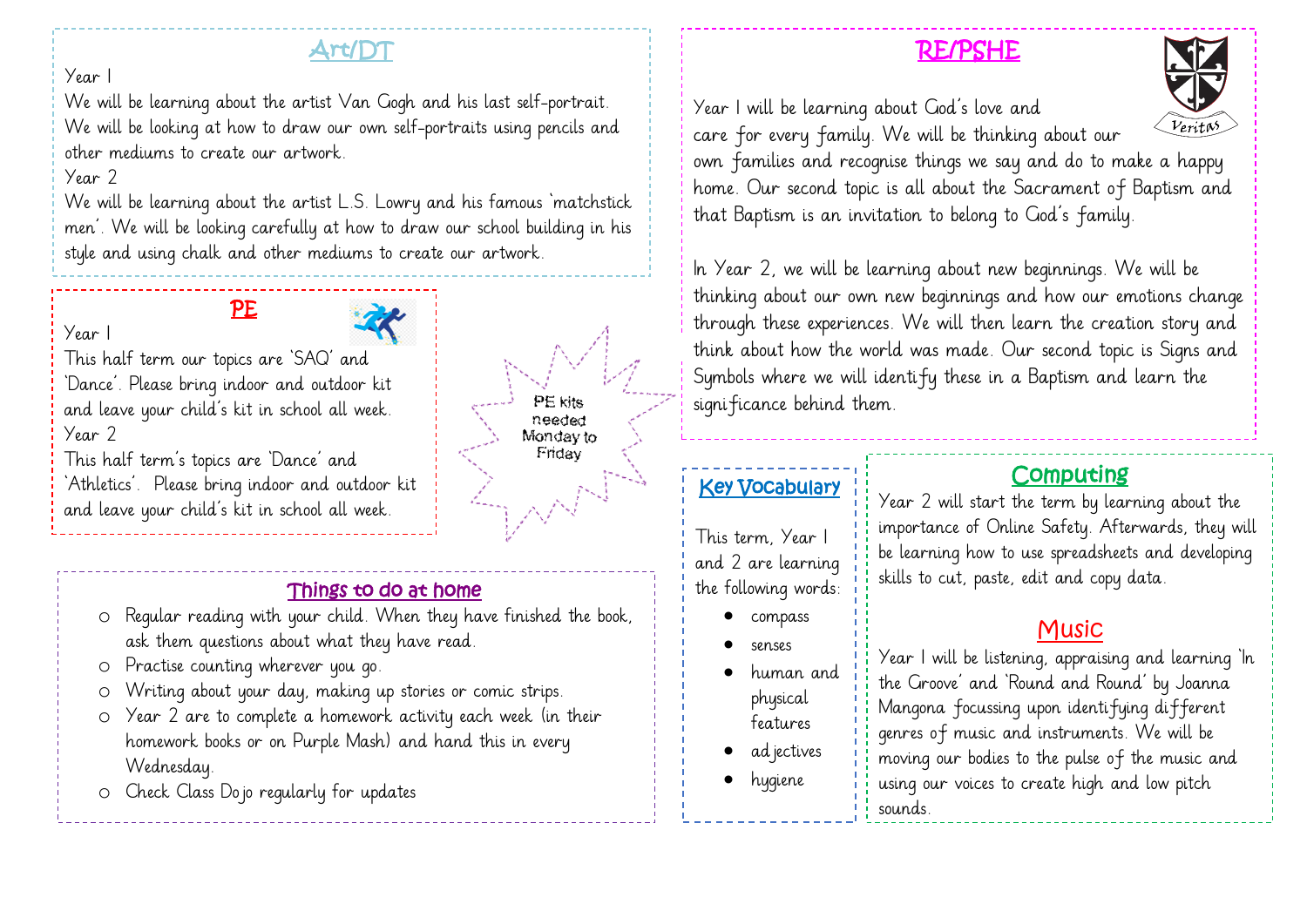## Art/DT

Year 1

We will be learning about the artist Van Gogh and his last self-portrait. We will be looking at how to draw our own self-portraits using pencils and other mediums to create our artwork.

Year 2

We will be learning about the artist L.S. Lowry and his famous 'matchstick men'. We will be looking carefully at how to draw our school building in his style and using chalk and other mediums to create our artwork.

## PE

Year 1

This half term our topics are 'SAQ' and 'Dance'. Please bring indoor and outdoor kit and leave your child's kit in school all week.

Year 2

This half term's topics are 'Dance' and 'Athletics'. Please bring indoor and outdoor kit and leave your child's kit in school all week.

PE kits needed Monday to Friday

## Things to do at home

- Regular reading with your child. When they have finished the book, ask them questions about what they have read.
- Practise counting wherever you go.
- Writing about your day, making up stories or comic strips.
- Year 2 are to complete a homework activity each week (in their homework books or on Purple Mash) and hand this in every Wednesday.
- Check Class Dojo regularly for updates

## RE/PSHE

Veritas

Year 1 will be learning about God's love and care for every family. We will be thinking about our own families and recognise things we say and do to make a happy home. Our second topic is all about the Sacrament of Baptism and that Baptism is an invitation to belong to God's family.

In Year 2, we will be learning about new beginnings. We will be thinking about our own new beginnings and how our emotions change through these experiences. We will then learn the creation story and think about how the world was made. Our second topic is Signs and Symbols where we will identify these in a Baptism and learn the significance behind them.

## Key Vocabulary

This term, Year 1 and 2 are learning the following words:

- compass
- senses
- human and physical features
- adjectives
- hygiene

## Computing

Year 2 will start the term by learning about the importance of Online Safety. Afterwards, they will be learning how to use spreadsheets and developing skills to cut, paste, edit and copy data.

## Music

Year 1 will be listening, appraising and learning 'In the Groove' and 'Round and Round' by Joanna Mangona focussing upon identifying different genres of music and instruments. We will be moving our bodies to the pulse of the music and using our voices to create high and low pitch sounds.